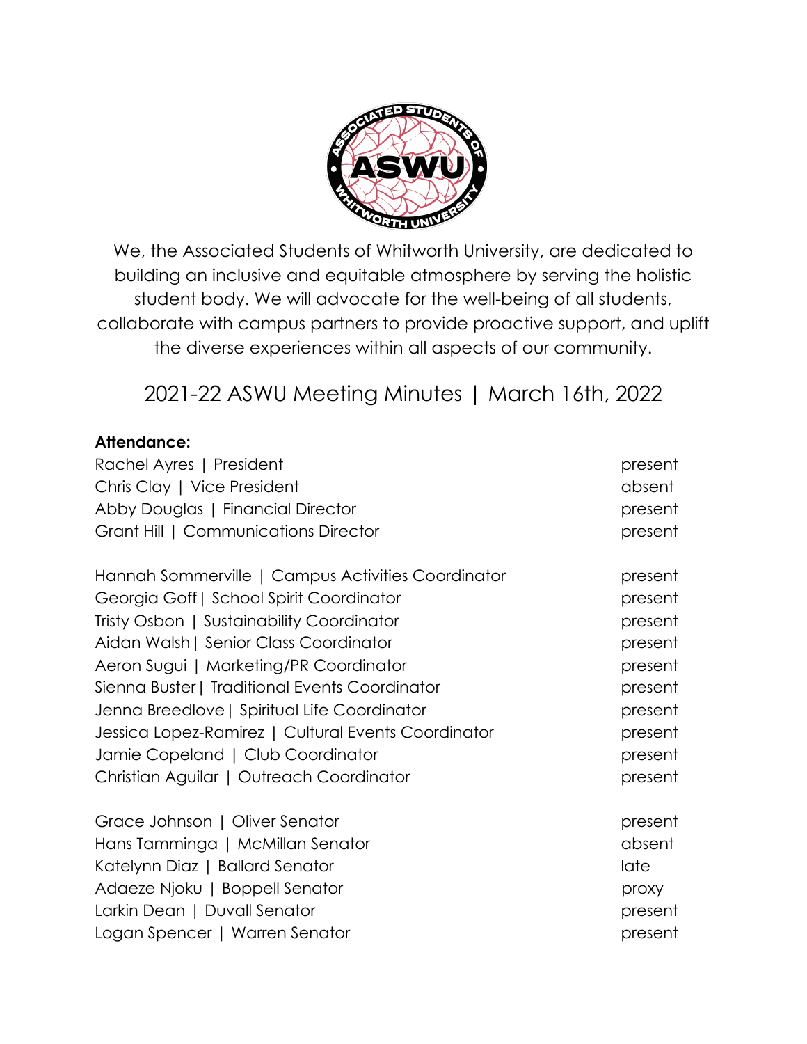We, the Associated Students of Whitworth University, are dedicated to building an inclusive and equitable atmosphere by serving the holistic student body. We will advocate for the well-being of all students, collaborate with campus partners to provide proactive support, and uplift the diverse experiences within all aspects of our community.

# 2021-22 ASWU Meeting Minutes | March 16th, 2022

**Attendance:**

| | |
|---|---|
| Rachel Ayres \| President | present |
| Chris Clay \| Vice President | absent |
| Abby Douglas \| Financial Director | present |
| Grant Hill \| Communications Director | present |
| | |
| Hannah Sommerville \| Campus Activities Coordinator | present |
| Georgia Goff \| School Spirit Coordinator | present |
| Tristy Osbon \| Sustainability Coordinator | present |
| Aidan Walsh \| Senior Class Coordinator | present |
| Aeron Sugui \| Marketing/PR Coordinator | present |
| Sienna Buster \| Traditional Events Coordinator | present |
| Jenna Breedlove \| Spiritual Life Coordinator | present |
| Jessica Lopez-Ramirez \| Cultural Events Coordinator | present |
| Jamie Copeland \| Club Coordinator | present |
| Christian Aguilar \| Outreach Coordinator | present |
| | |
| Grace Johnson \| Oliver Senator | present |
| Hans Tamminga \| McMillan Senator | absent |
| Katelynn Diaz \| Ballard Senator | late |
| Adaeze Njoku \| Boppell Senator | proxy |
| Larkin Dean \| Duvall Senator | present |
| Logan Spencer \| Warren Senator | present |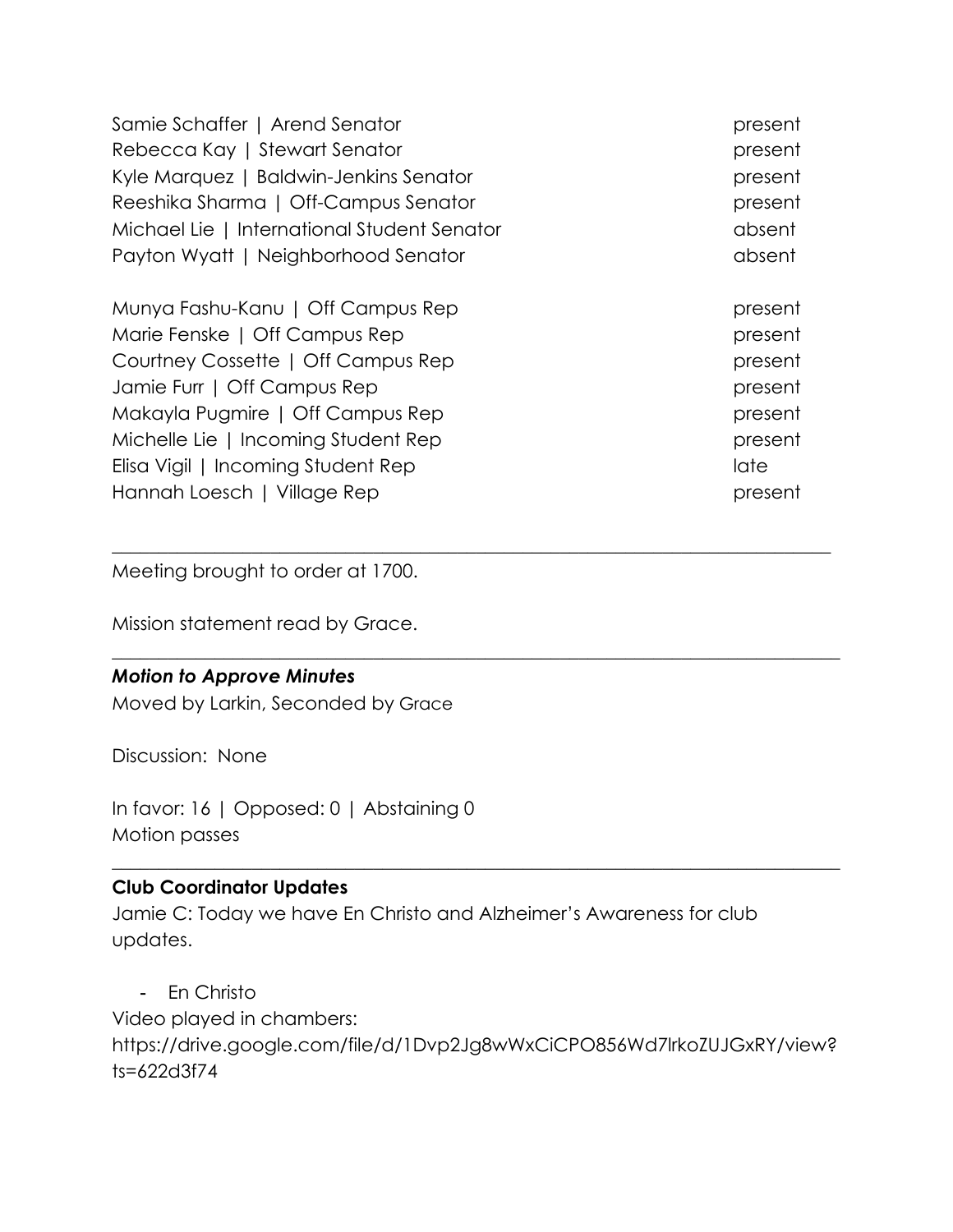Samie Schaffer | Arend Senator present
Rebecca Kay | Stewart Senator present
Kyle Marquez | Baldwin-Jenkins Senator present
Reeshika Sharma | Off-Campus Senator present
Michael Lie | International Student Senator absent
Payton Wyatt | Neighborhood Senator absent

Munya Fashu-Kanu | Off Campus Rep present
Marie Fenske | Off Campus Rep present
Courtney Cossette | Off Campus Rep present
Jamie Furr | Off Campus Rep present
Makayla Pugmire | Off Campus Rep present
Michelle Lie | Incoming Student Rep present
Elisa Vigil | Incoming Student Rep late
Hannah Loesch | Village Rep present

---

Meeting brought to order at 1700.

Mission statement read by Grace.

---

***Motion to Approve Minutes***

Moved by Larkin, Seconded by Grace

Discussion: None

In favor: 16 | Opposed: 0 | Abstaining 0
Motion passes

---

**Club Coordinator Updates**

Jamie C: Today we have En Christo and Alzheimer's Awareness for club updates.

- En Christo

Video played in chambers:
https://drive.google.com/file/d/1Dvp2Jg8wWxCiCPO856Wd7lrkoZUJGxRY/view?ts=622d3f74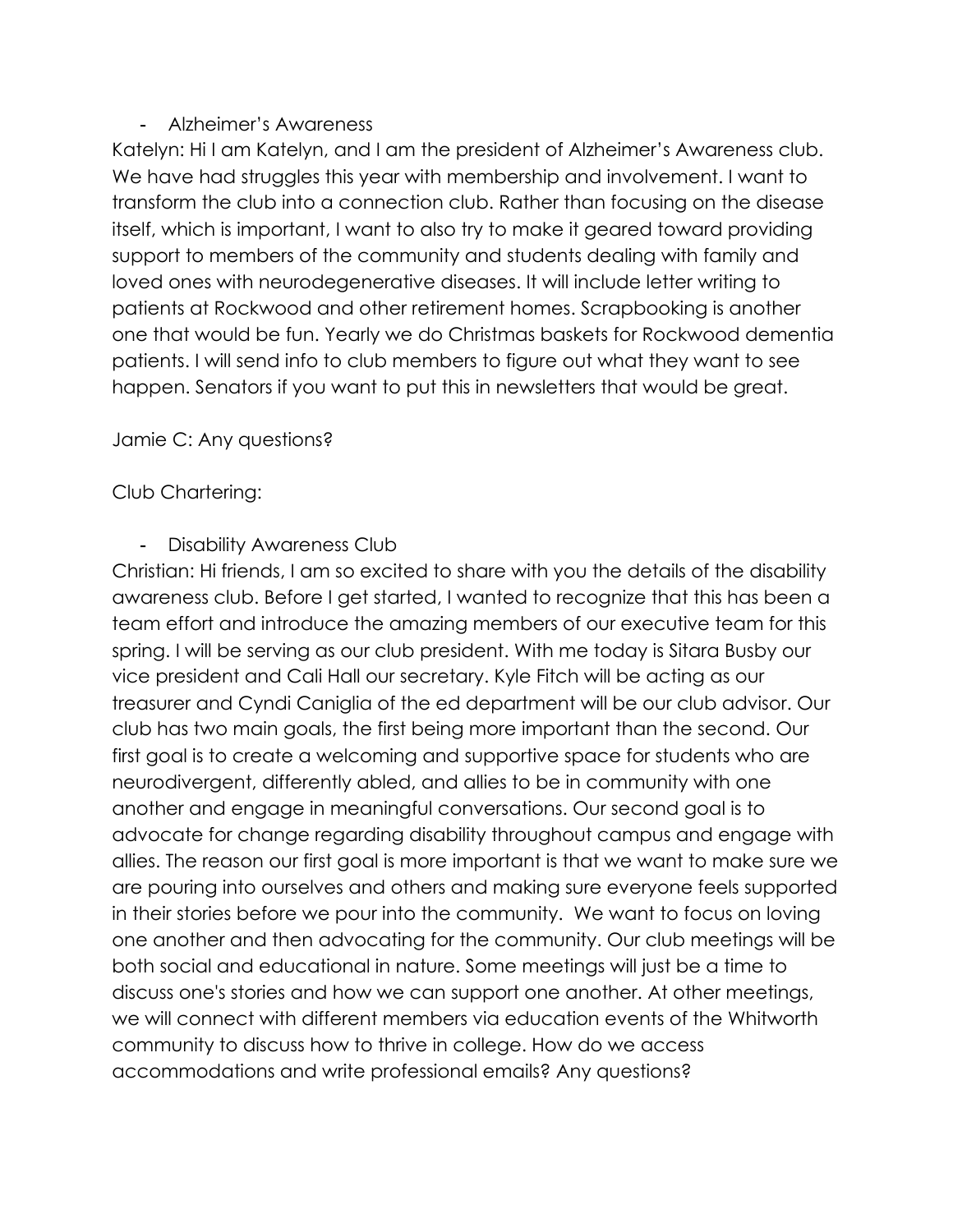- Alzheimer's Awareness

Katelyn: Hi I am Katelyn, and I am the president of Alzheimer's Awareness club. We have had struggles this year with membership and involvement. I want to transform the club into a connection club. Rather than focusing on the disease itself, which is important, I want to also try to make it geared toward providing support to members of the community and students dealing with family and loved ones with neurodegenerative diseases. It will include letter writing to patients at Rockwood and other retirement homes. Scrapbooking is another one that would be fun. Yearly we do Christmas baskets for Rockwood dementia patients. I will send info to club members to figure out what they want to see happen. Senators if you want to put this in newsletters that would be great.

Jamie C: Any questions?

Club Chartering:

- Disability Awareness Club

Christian: Hi friends, I am so excited to share with you the details of the disability awareness club. Before I get started, I wanted to recognize that this has been a team effort and introduce the amazing members of our executive team for this spring. I will be serving as our club president. With me today is Sitara Busby our vice president and Cali Hall our secretary. Kyle Fitch will be acting as our treasurer and Cyndi Caniglia of the ed department will be our club advisor. Our club has two main goals, the first being more important than the second. Our first goal is to create a welcoming and supportive space for students who are neurodivergent, differently abled, and allies to be in community with one another and engage in meaningful conversations. Our second goal is to advocate for change regarding disability throughout campus and engage with allies. The reason our first goal is more important is that we want to make sure we are pouring into ourselves and others and making sure everyone feels supported in their stories before we pour into the community. We want to focus on loving one another and then advocating for the community. Our club meetings will be both social and educational in nature. Some meetings will just be a time to discuss one's stories and how we can support one another. At other meetings, we will connect with different members via education events of the Whitworth community to discuss how to thrive in college. How do we access accommodations and write professional emails? Any questions?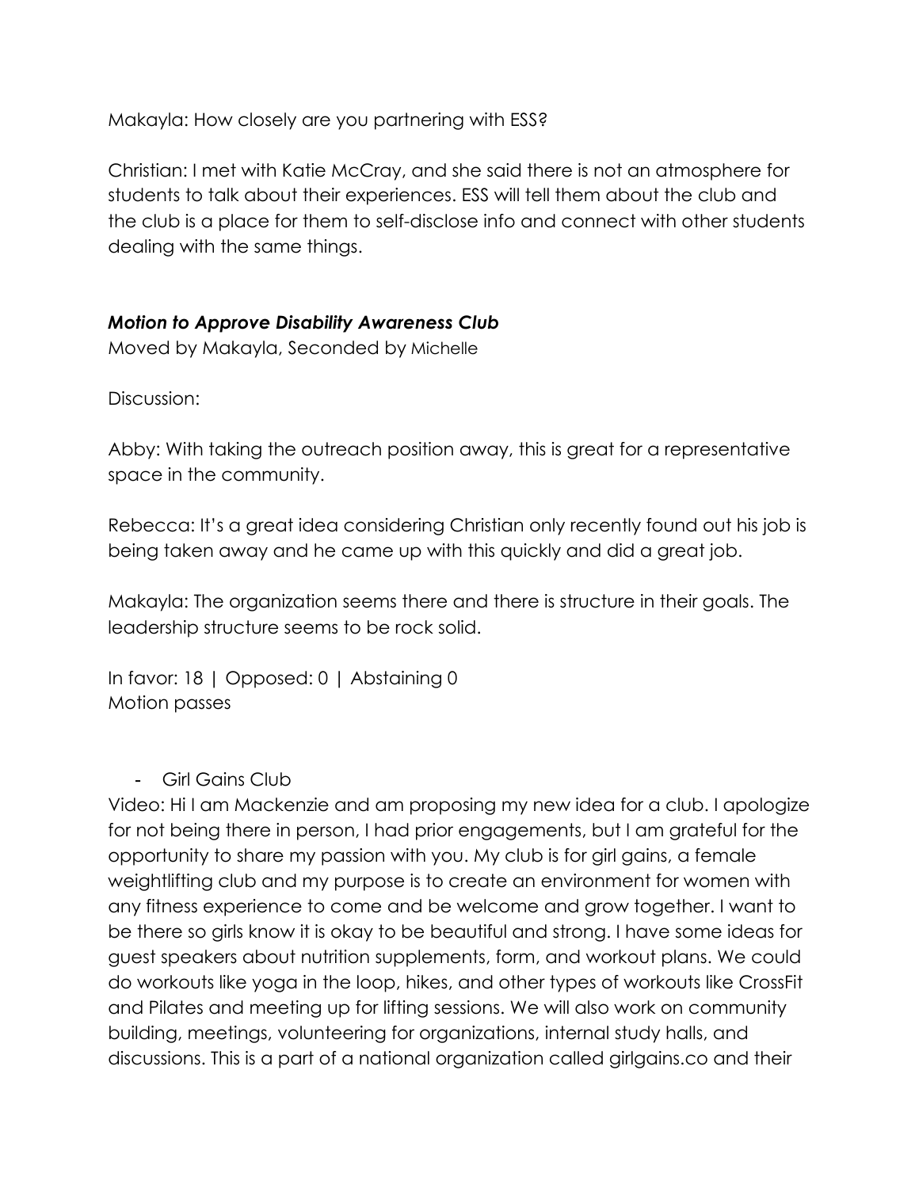Makayla: How closely are you partnering with ESS?

Christian: I met with Katie McCray, and she said there is not an atmosphere for students to talk about their experiences. ESS will tell them about the club and the club is a place for them to self-disclose info and connect with other students dealing with the same things.

***Motion to Approve Disability Awareness Club***

Moved by Makayla, Seconded by Michelle

Discussion:

Abby: With taking the outreach position away, this is great for a representative space in the community.

Rebecca: It's a great idea considering Christian only recently found out his job is being taken away and he came up with this quickly and did a great job.

Makayla: The organization seems there and there is structure in their goals. The leadership structure seems to be rock solid.

In favor: 18 | Opposed: 0 | Abstaining 0
Motion passes

- Girl Gains Club

Video: Hi I am Mackenzie and am proposing my new idea for a club. I apologize for not being there in person, I had prior engagements, but I am grateful for the opportunity to share my passion with you. My club is for girl gains, a female weightlifting club and my purpose is to create an environment for women with any fitness experience to come and be welcome and grow together. I want to be there so girls know it is okay to be beautiful and strong. I have some ideas for guest speakers about nutrition supplements, form, and workout plans. We could do workouts like yoga in the loop, hikes, and other types of workouts like CrossFit and Pilates and meeting up for lifting sessions. We will also work on community building, meetings, volunteering for organizations, internal study halls, and discussions. This is a part of a national organization called girlgains.co and their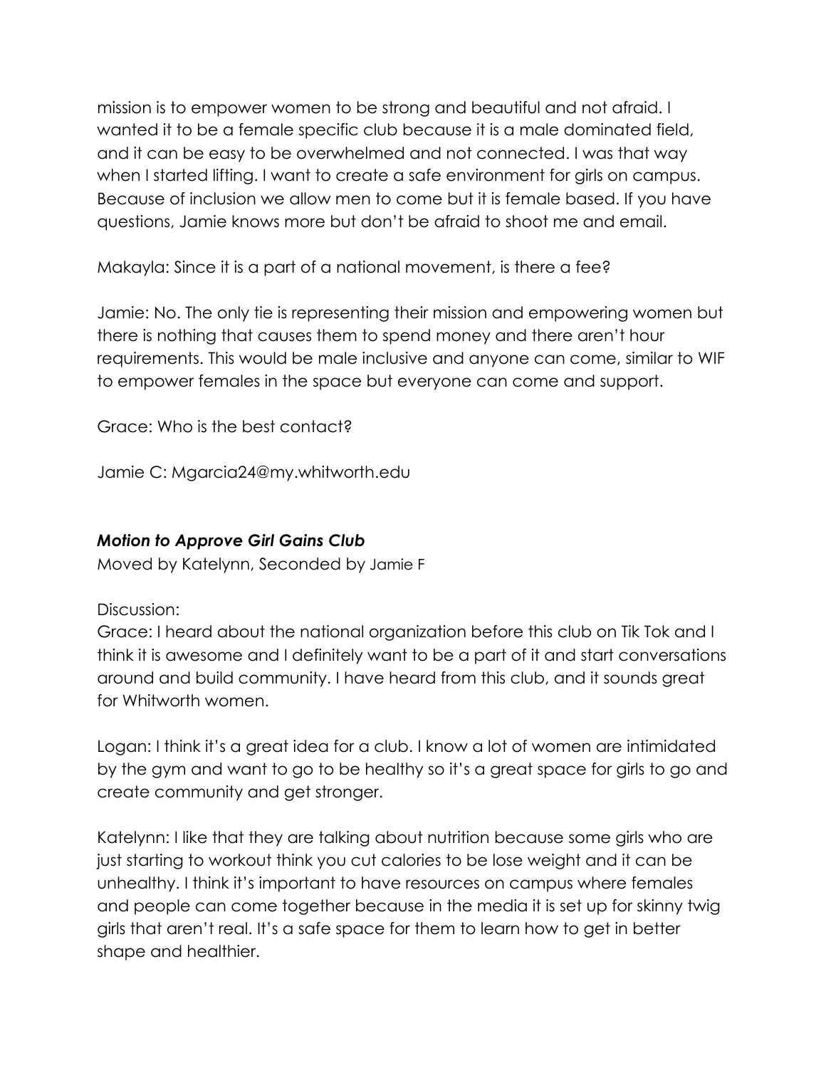mission is to empower women to be strong and beautiful and not afraid. I wanted it to be a female specific club because it is a male dominated field, and it can be easy to be overwhelmed and not connected. I was that way when I started lifting. I want to create a safe environment for girls on campus. Because of inclusion we allow men to come but it is female based. If you have questions, Jamie knows more but don't be afraid to shoot me and email.

Makayla: Since it is a part of a national movement, is there a fee?

Jamie: No. The only tie is representing their mission and empowering women but there is nothing that causes them to spend money and there aren't hour requirements. This would be male inclusive and anyone can come, similar to WIF to empower females in the space but everyone can come and support.

Grace: Who is the best contact?

Jamie C: Mgarcia24@my.whitworth.edu

***Motion to Approve Girl Gains Club***

Moved by Katelynn, Seconded by Jamie F

Discussion:

Grace: I heard about the national organization before this club on Tik Tok and I think it is awesome and I definitely want to be a part of it and start conversations around and build community. I have heard from this club, and it sounds great for Whitworth women.

Logan: I think it's a great idea for a club. I know a lot of women are intimidated by the gym and want to go to be healthy so it's a great space for girls to go and create community and get stronger.

Katelynn: I like that they are talking about nutrition because some girls who are just starting to workout think you cut calories to be lose weight and it can be unhealthy. I think it's important to have resources on campus where females and people can come together because in the media it is set up for skinny twig girls that aren't real. It's a safe space for them to learn how to get in better shape and healthier.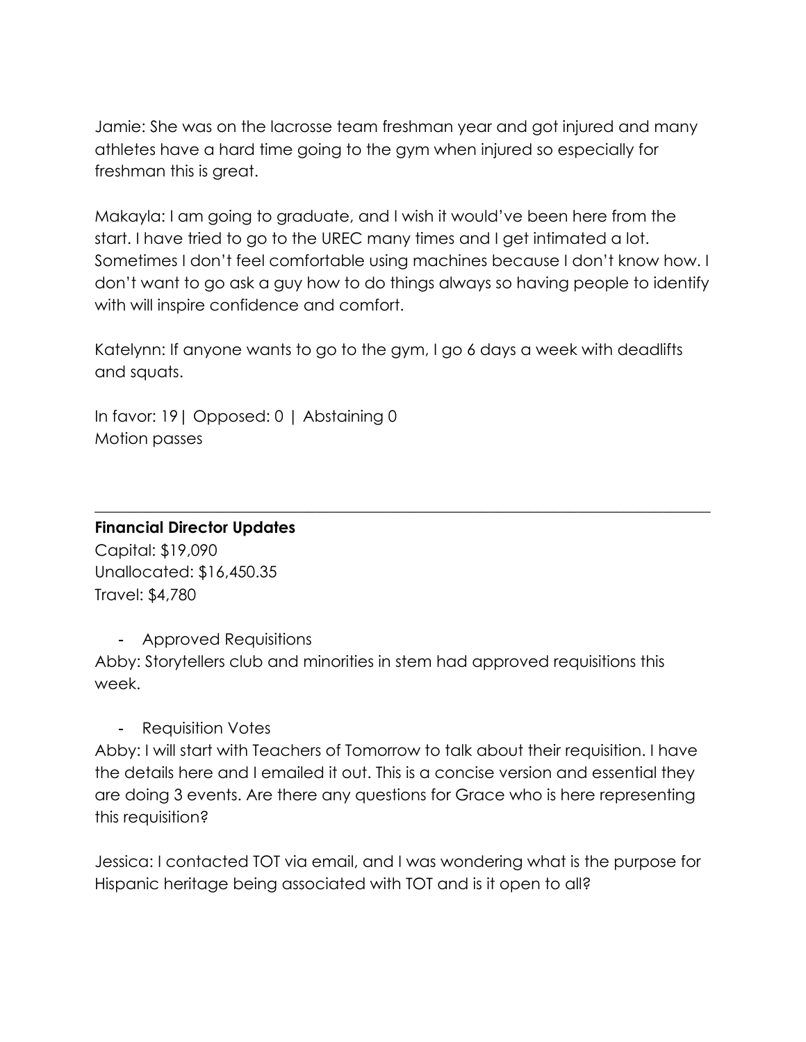Jamie: She was on the lacrosse team freshman year and got injured and many athletes have a hard time going to the gym when injured so especially for freshman this is great.

Makayla: I am going to graduate, and I wish it would've been here from the start. I have tried to go to the UREC many times and I get intimated a lot. Sometimes I don't feel comfortable using machines because I don't know how. I don't want to go ask a guy how to do things always so having people to identify with will inspire confidence and comfort.

Katelynn: If anyone wants to go to the gym, I go 6 days a week with deadlifts and squats.

In favor: 19| Opposed: 0 | Abstaining 0
Motion passes

---

**Financial Director Updates**
Capital: $19,090
Unallocated: $16,450.35
Travel: $4,780

- Approved Requisitions

Abby: Storytellers club and minorities in stem had approved requisitions this week.

- Requisition Votes

Abby: I will start with Teachers of Tomorrow to talk about their requisition. I have the details here and I emailed it out. This is a concise version and essential they are doing 3 events. Are there any questions for Grace who is here representing this requisition?

Jessica: I contacted TOT via email, and I was wondering what is the purpose for Hispanic heritage being associated with TOT and is it open to all?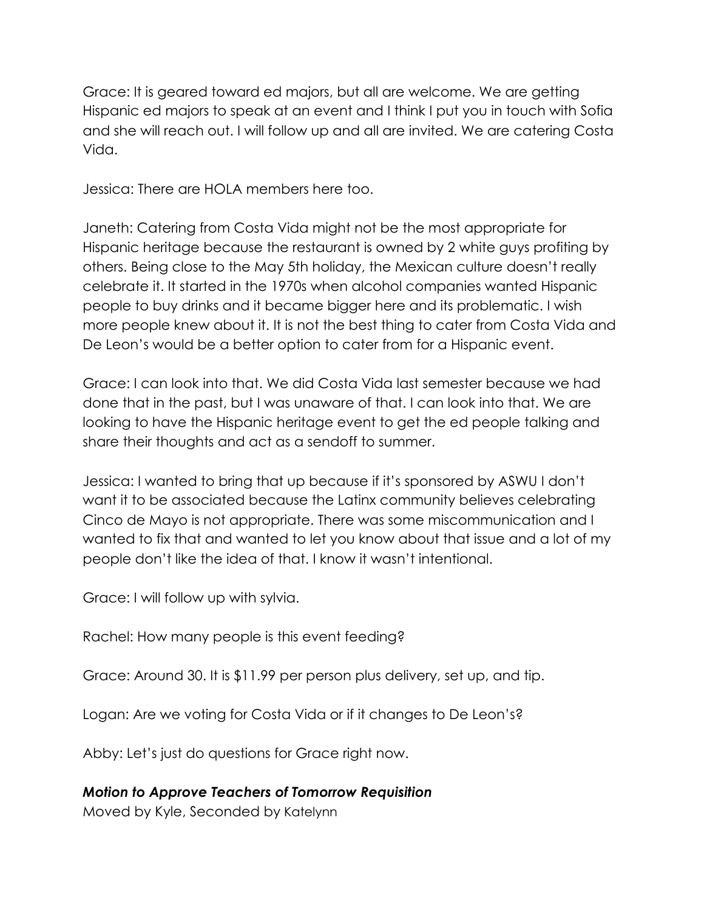Grace: It is geared toward ed majors, but all are welcome. We are getting Hispanic ed majors to speak at an event and I think I put you in touch with Sofia and she will reach out. I will follow up and all are invited. We are catering Costa Vida.

Jessica: There are HOLA members here too.

Janeth: Catering from Costa Vida might not be the most appropriate for Hispanic heritage because the restaurant is owned by 2 white guys profiting by others. Being close to the May 5th holiday, the Mexican culture doesn't really celebrate it. It started in the 1970s when alcohol companies wanted Hispanic people to buy drinks and it became bigger here and its problematic. I wish more people knew about it. It is not the best thing to cater from Costa Vida and De Leon's would be a better option to cater from for a Hispanic event.

Grace: I can look into that. We did Costa Vida last semester because we had done that in the past, but I was unaware of that. I can look into that. We are looking to have the Hispanic heritage event to get the ed people talking and share their thoughts and act as a sendoff to summer.

Jessica: I wanted to bring that up because if it's sponsored by ASWU I don't want it to be associated because the Latinx community believes celebrating Cinco de Mayo is not appropriate. There was some miscommunication and I wanted to fix that and wanted to let you know about that issue and a lot of my people don't like the idea of that. I know it wasn't intentional.

Grace: I will follow up with sylvia.

Rachel: How many people is this event feeding?

Grace: Around 30. It is $11.99 per person plus delivery, set up, and tip.

Logan: Are we voting for Costa Vida or if it changes to De Leon's?

Abby: Let's just do questions for Grace right now.

***Motion to Approve Teachers of Tomorrow Requisition***

Moved by Kyle, Seconded by Katelynn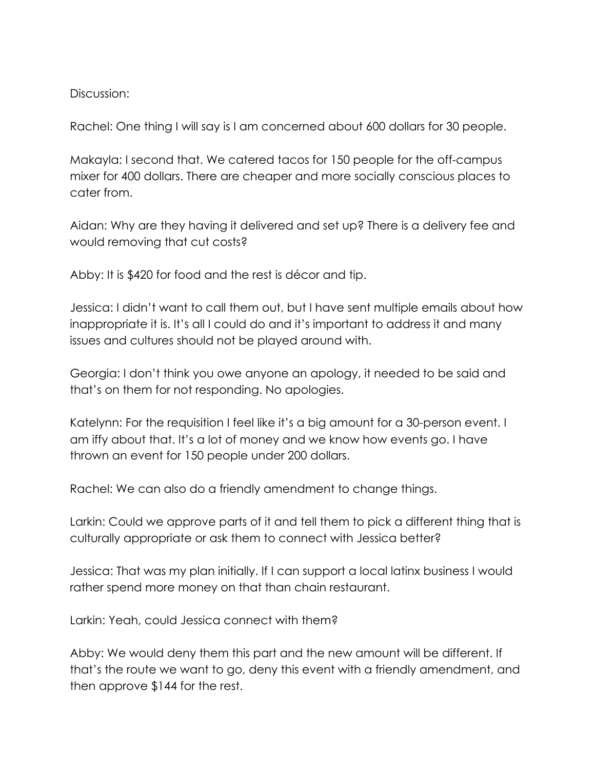Discussion:

Rachel: One thing I will say is I am concerned about 600 dollars for 30 people.

Makayla: I second that. We catered tacos for 150 people for the off-campus mixer for 400 dollars. There are cheaper and more socially conscious places to cater from.

Aidan: Why are they having it delivered and set up? There is a delivery fee and would removing that cut costs?

Abby: It is $420 for food and the rest is décor and tip.

Jessica: I didn't want to call them out, but I have sent multiple emails about how inappropriate it is. It's all I could do and it's important to address it and many issues and cultures should not be played around with.

Georgia: I don't think you owe anyone an apology, it needed to be said and that's on them for not responding. No apologies.

Katelynn: For the requisition I feel like it's a big amount for a 30-person event. I am iffy about that. It's a lot of money and we know how events go. I have thrown an event for 150 people under 200 dollars.

Rachel: We can also do a friendly amendment to change things.

Larkin: Could we approve parts of it and tell them to pick a different thing that is culturally appropriate or ask them to connect with Jessica better?

Jessica: That was my plan initially. If I can support a local latinx business I would rather spend more money on that than chain restaurant.

Larkin: Yeah, could Jessica connect with them?

Abby: We would deny them this part and the new amount will be different. If that's the route we want to go, deny this event with a friendly amendment, and then approve $144 for the rest.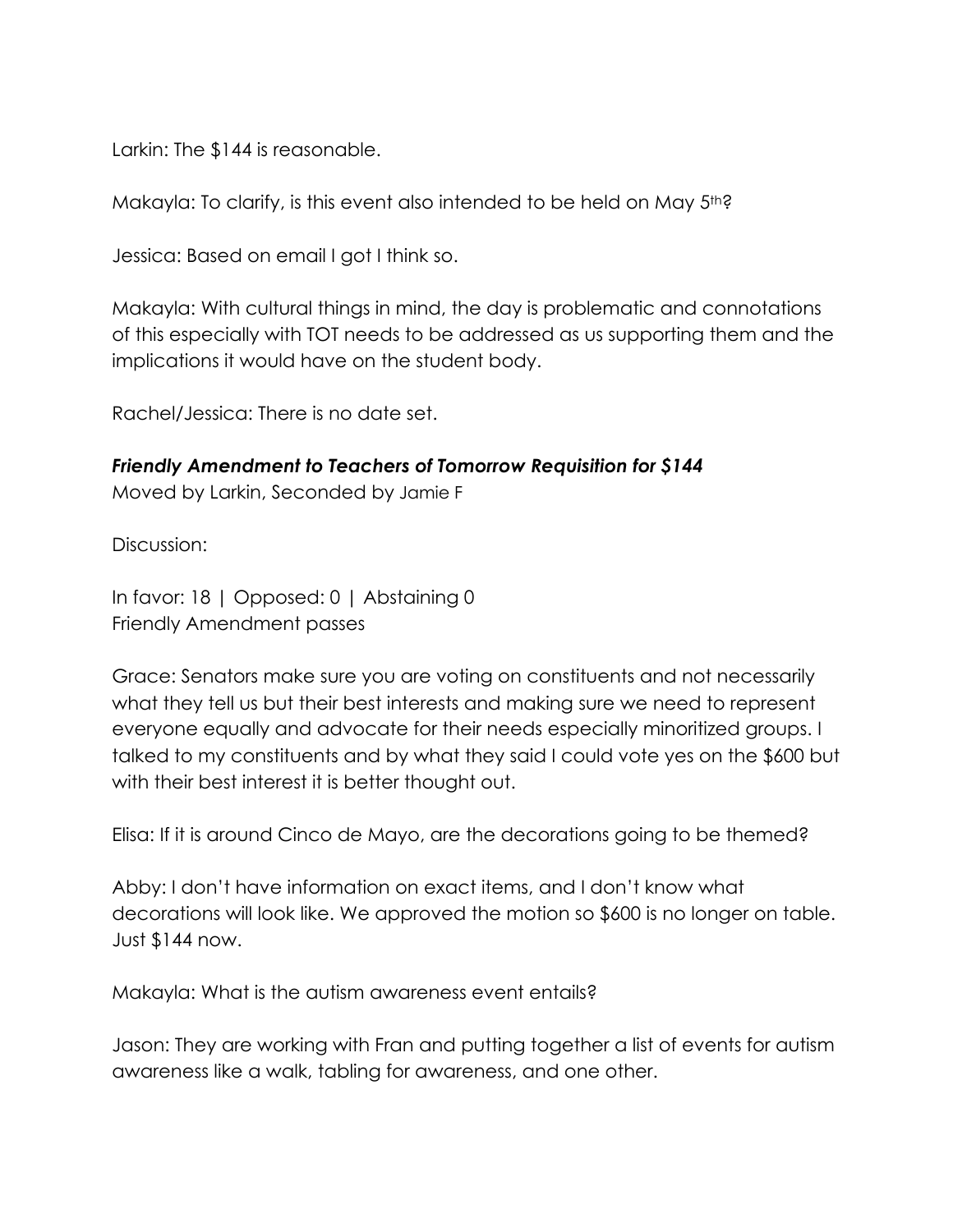Larkin: The $144 is reasonable.

Makayla: To clarify, is this event also intended to be held on May 5th?

Jessica: Based on email I got I think so.

Makayla: With cultural things in mind, the day is problematic and connotations of this especially with TOT needs to be addressed as us supporting them and the implications it would have on the student body.

Rachel/Jessica: There is no date set.

***Friendly Amendment to Teachers of Tomorrow Requisition for $144***
Moved by Larkin, Seconded by Jamie F

Discussion:

In favor: 18 | Opposed: 0 | Abstaining 0
Friendly Amendment passes

Grace: Senators make sure you are voting on constituents and not necessarily what they tell us but their best interests and making sure we need to represent everyone equally and advocate for their needs especially minoritized groups. I talked to my constituents and by what they said I could vote yes on the $600 but with their best interest it is better thought out.

Elisa: If it is around Cinco de Mayo, are the decorations going to be themed?

Abby: I don't have information on exact items, and I don't know what decorations will look like. We approved the motion so $600 is no longer on table. Just $144 now.

Makayla: What is the autism awareness event entails?

Jason: They are working with Fran and putting together a list of events for autism awareness like a walk, tabling for awareness, and one other.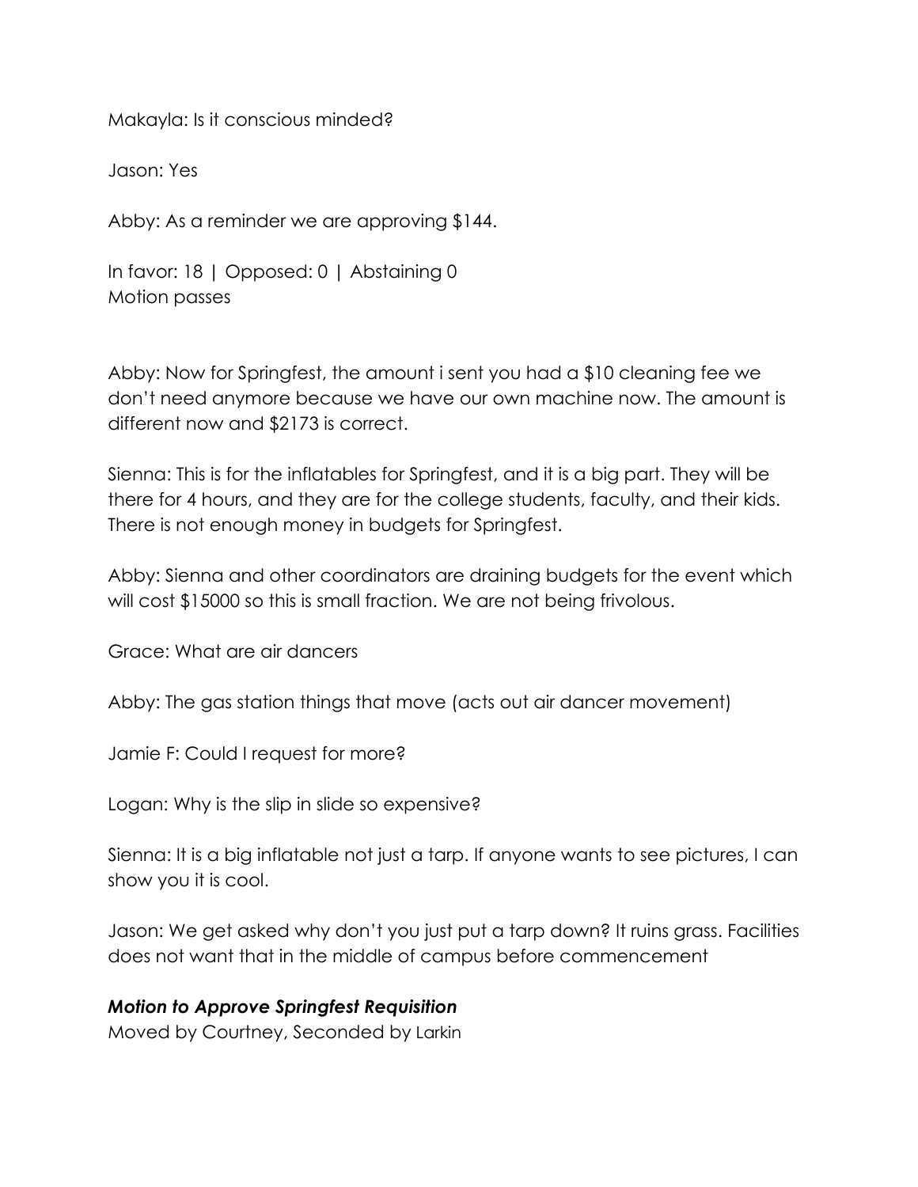Makayla: Is it conscious minded?

Jason: Yes

Abby: As a reminder we are approving $144.

In favor: 18 | Opposed: 0 | Abstaining 0
Motion passes

Abby: Now for Springfest, the amount i sent you had a $10 cleaning fee we don't need anymore because we have our own machine now. The amount is different now and $2173 is correct.

Sienna: This is for the inflatables for Springfest, and it is a big part. They will be there for 4 hours, and they are for the college students, faculty, and their kids. There is not enough money in budgets for Springfest.

Abby: Sienna and other coordinators are draining budgets for the event which will cost $15000 so this is small fraction. We are not being frivolous.

Grace: What are air dancers

Abby: The gas station things that move (acts out air dancer movement)

Jamie F: Could I request for more?

Logan: Why is the slip in slide so expensive?

Sienna: It is a big inflatable not just a tarp. If anyone wants to see pictures, I can show you it is cool.

Jason: We get asked why don't you just put a tarp down? It ruins grass. Facilities does not want that in the middle of campus before commencement

***Motion to Approve Springfest Requisition***
Moved by Courtney, Seconded by Larkin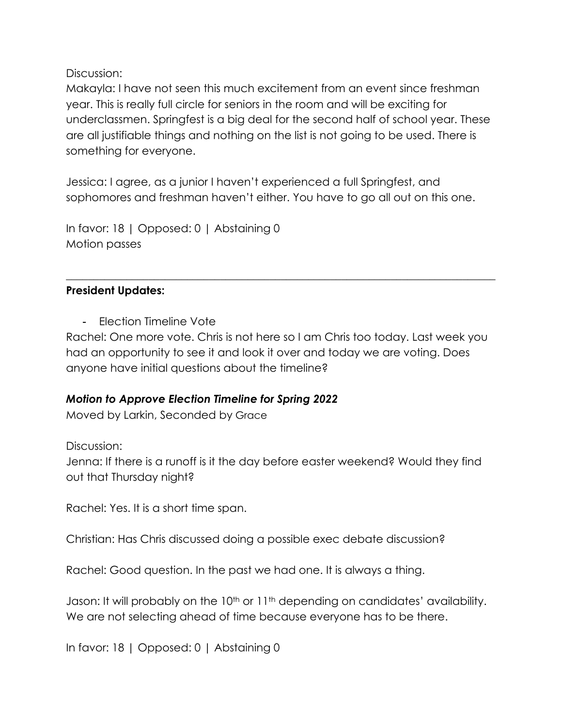Discussion:
Makayla: I have not seen this much excitement from an event since freshman year. This is really full circle for seniors in the room and will be exciting for underclassmen. Springfest is a big deal for the second half of school year. These are all justifiable things and nothing on the list is not going to be used. There is something for everyone.

Jessica: I agree, as a junior I haven't experienced a full Springfest, and sophomores and freshman haven't either. You have to go all out on this one.

In favor: 18 | Opposed: 0 | Abstaining 0
Motion passes

---

**President Updates:**

- Election Timeline Vote

Rachel: One more vote. Chris is not here so I am Chris too today. Last week you had an opportunity to see it and look it over and today we are voting. Does anyone have initial questions about the timeline?

***Motion to Approve Election Timeline for Spring 2022***
Moved by Larkin, Seconded by Grace

Discussion:
Jenna: If there is a runoff is it the day before easter weekend? Would they find out that Thursday night?

Rachel: Yes. It is a short time span.

Christian: Has Chris discussed doing a possible exec debate discussion?

Rachel: Good question. In the past we had one. It is always a thing.

Jason: It will probably on the 10th or 11th depending on candidates' availability. We are not selecting ahead of time because everyone has to be there.

In favor: 18 | Opposed: 0 | Abstaining 0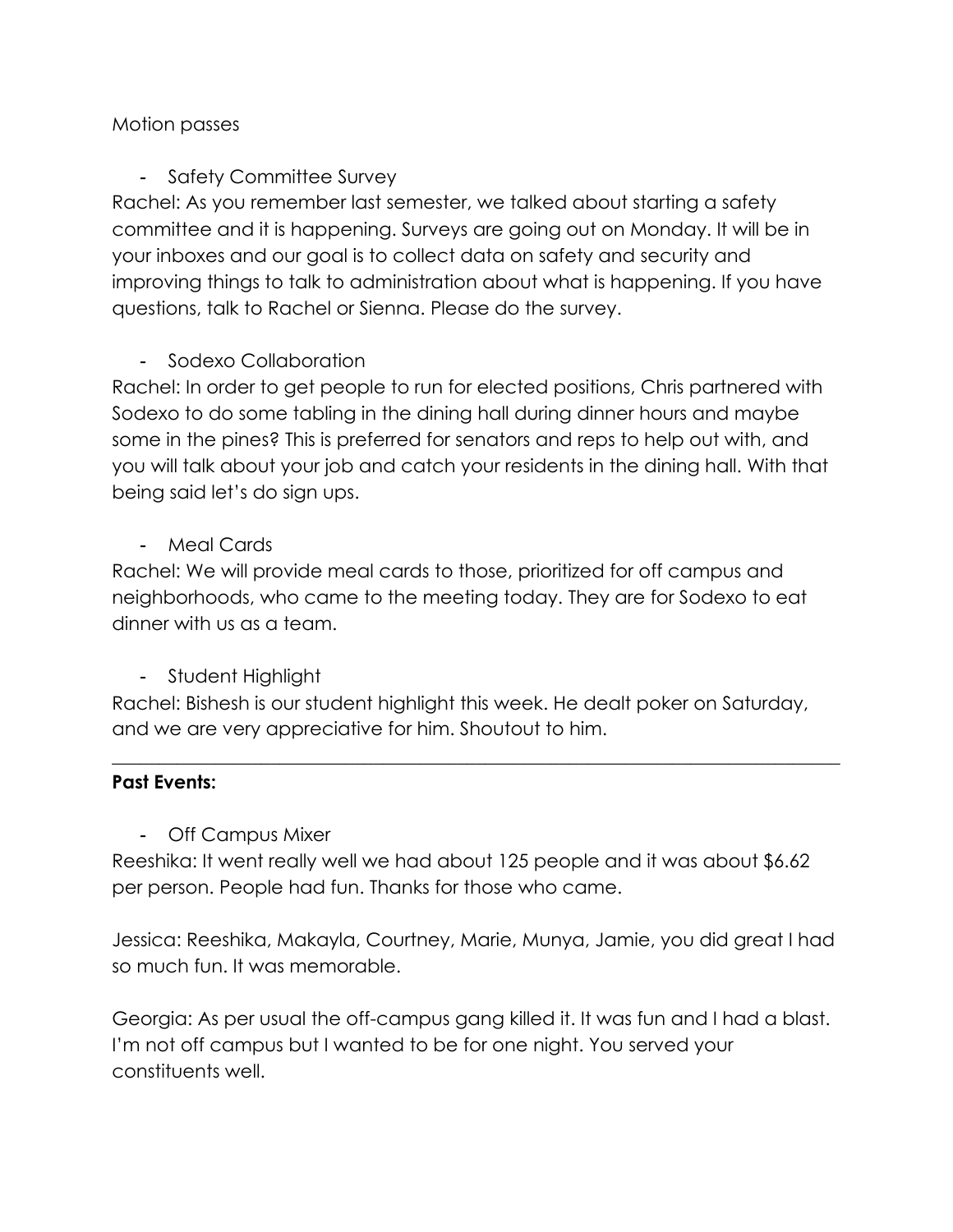Motion passes

- Safety Committee Survey

Rachel: As you remember last semester, we talked about starting a safety committee and it is happening. Surveys are going out on Monday. It will be in your inboxes and our goal is to collect data on safety and security and improving things to talk to administration about what is happening. If you have questions, talk to Rachel or Sienna. Please do the survey.

- Sodexo Collaboration

Rachel: In order to get people to run for elected positions, Chris partnered with Sodexo to do some tabling in the dining hall during dinner hours and maybe some in the pines? This is preferred for senators and reps to help out with, and you will talk about your job and catch your residents in the dining hall. With that being said let's do sign ups.

- Meal Cards

Rachel: We will provide meal cards to those, prioritized for off campus and neighborhoods, who came to the meeting today. They are for Sodexo to eat dinner with us as a team.

- Student Highlight

Rachel: Bishesh is our student highlight this week. He dealt poker on Saturday, and we are very appreciative for him. Shoutout to him.

---

**Past Events:**

- Off Campus Mixer

Reeshika: It went really well we had about 125 people and it was about $6.62 per person. People had fun. Thanks for those who came.

Jessica: Reeshika, Makayla, Courtney, Marie, Munya, Jamie, you did great I had so much fun. It was memorable.

Georgia: As per usual the off-campus gang killed it. It was fun and I had a blast. I'm not off campus but I wanted to be for one night. You served your constituents well.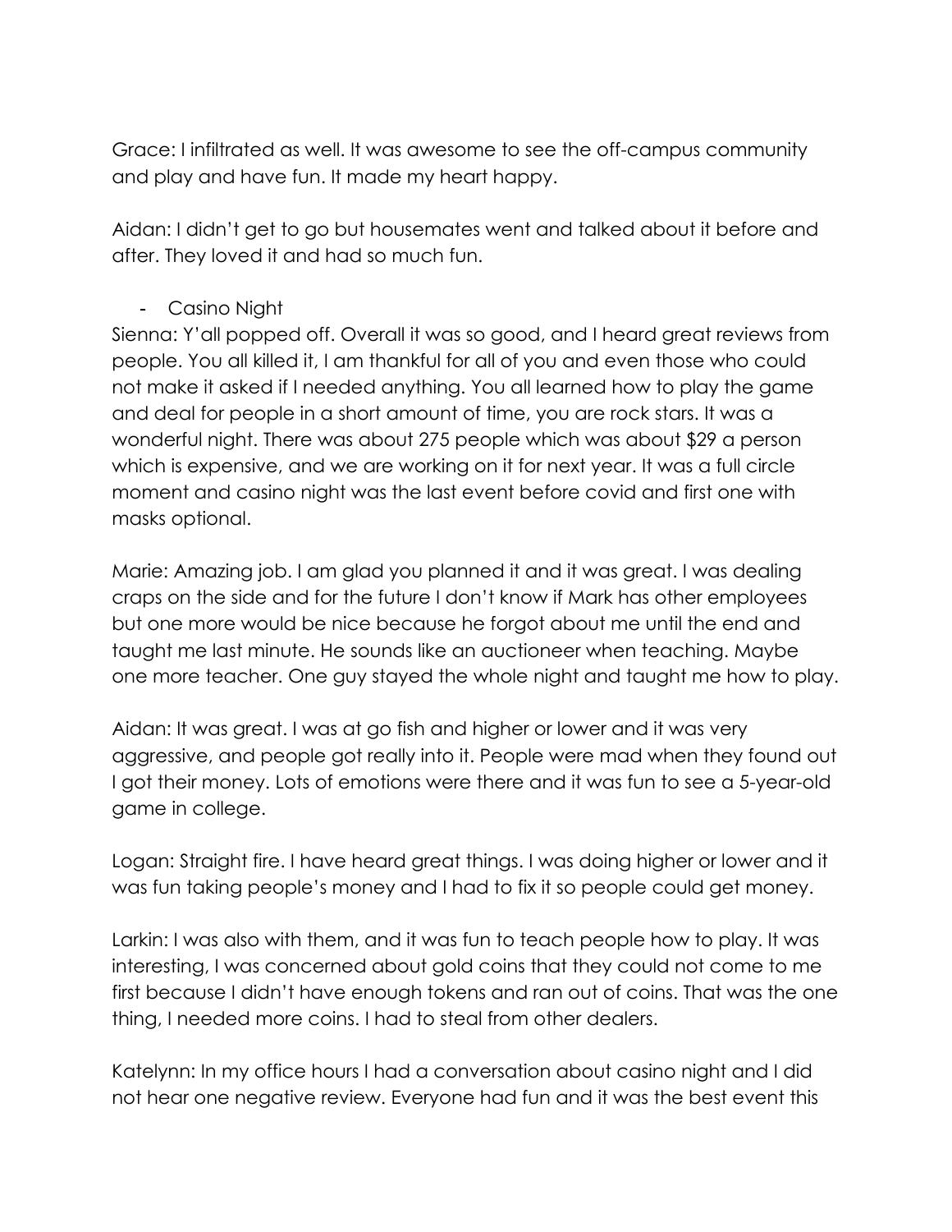Grace: I infiltrated as well. It was awesome to see the off-campus community and play and have fun. It made my heart happy.

Aidan: I didn't get to go but housemates went and talked about it before and after. They loved it and had so much fun.

- Casino Night

Sienna: Y'all popped off. Overall it was so good, and I heard great reviews from people. You all killed it, I am thankful for all of you and even those who could not make it asked if I needed anything. You all learned how to play the game and deal for people in a short amount of time, you are rock stars. It was a wonderful night. There was about 275 people which was about $29 a person which is expensive, and we are working on it for next year. It was a full circle moment and casino night was the last event before covid and first one with masks optional.

Marie: Amazing job. I am glad you planned it and it was great. I was dealing craps on the side and for the future I don't know if Mark has other employees but one more would be nice because he forgot about me until the end and taught me last minute. He sounds like an auctioneer when teaching. Maybe one more teacher. One guy stayed the whole night and taught me how to play.

Aidan: It was great. I was at go fish and higher or lower and it was very aggressive, and people got really into it. People were mad when they found out I got their money. Lots of emotions were there and it was fun to see a 5-year-old game in college.

Logan: Straight fire. I have heard great things. I was doing higher or lower and it was fun taking people's money and I had to fix it so people could get money.

Larkin: I was also with them, and it was fun to teach people how to play. It was interesting, I was concerned about gold coins that they could not come to me first because I didn't have enough tokens and ran out of coins. That was the one thing, I needed more coins. I had to steal from other dealers.

Katelynn: In my office hours I had a conversation about casino night and I did not hear one negative review. Everyone had fun and it was the best event this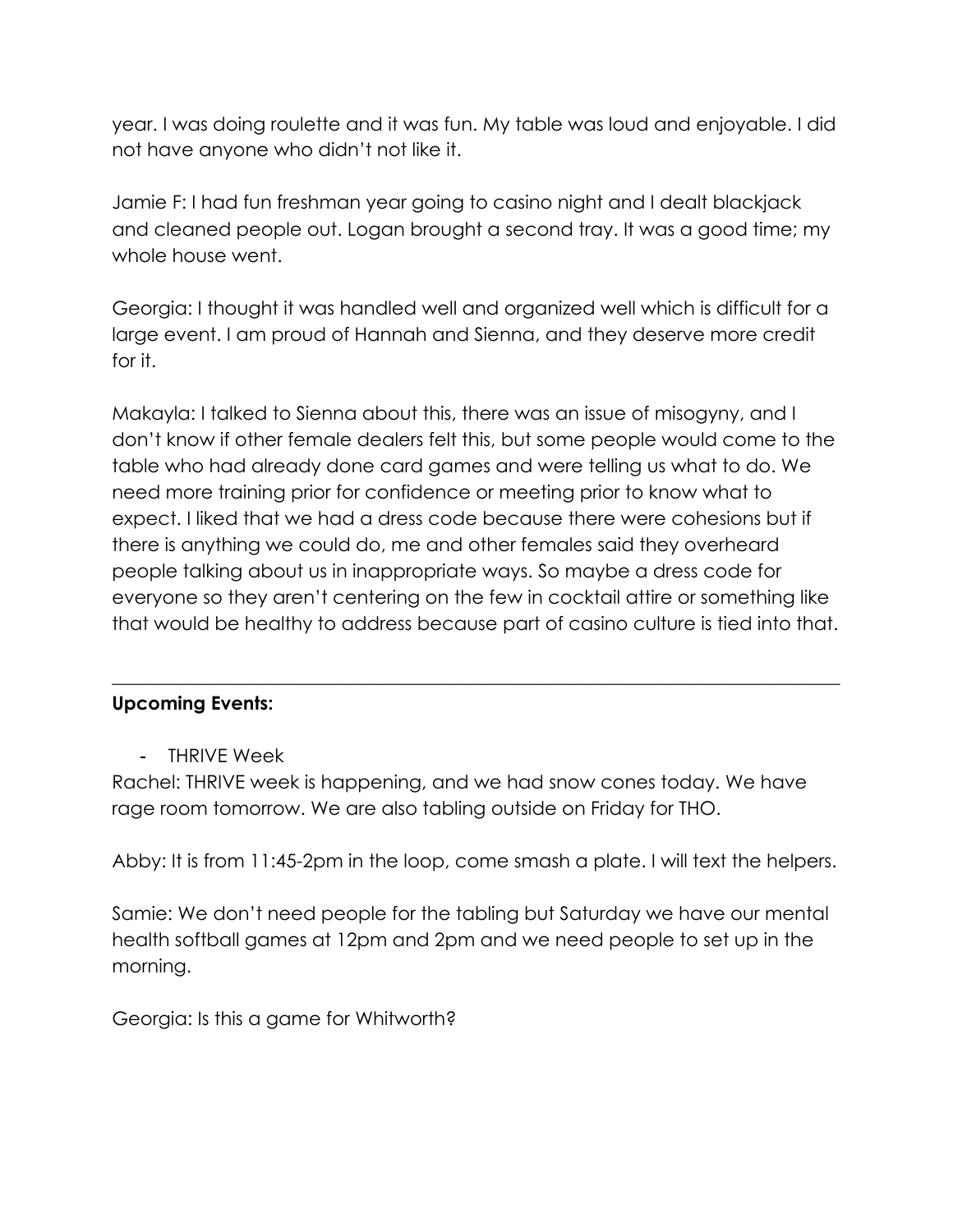year. I was doing roulette and it was fun. My table was loud and enjoyable. I did not have anyone who didn't not like it.

Jamie F: I had fun freshman year going to casino night and I dealt blackjack and cleaned people out. Logan brought a second tray. It was a good time; my whole house went.

Georgia: I thought it was handled well and organized well which is difficult for a large event. I am proud of Hannah and Sienna, and they deserve more credit for it.

Makayla: I talked to Sienna about this, there was an issue of misogyny, and I don't know if other female dealers felt this, but some people would come to the table who had already done card games and were telling us what to do. We need more training prior for confidence or meeting prior to know what to expect. I liked that we had a dress code because there were cohesions but if there is anything we could do, me and other females said they overheard people talking about us in inappropriate ways. So maybe a dress code for everyone so they aren't centering on the few in cocktail attire or something like that would be healthy to address because part of casino culture is tied into that.

---

**Upcoming Events:**

- THRIVE Week

Rachel: THRIVE week is happening, and we had snow cones today. We have rage room tomorrow. We are also tabling outside on Friday for THO.

Abby: It is from 11:45-2pm in the loop, come smash a plate. I will text the helpers.

Samie: We don't need people for the tabling but Saturday we have our mental health softball games at 12pm and 2pm and we need people to set up in the morning.

Georgia: Is this a game for Whitworth?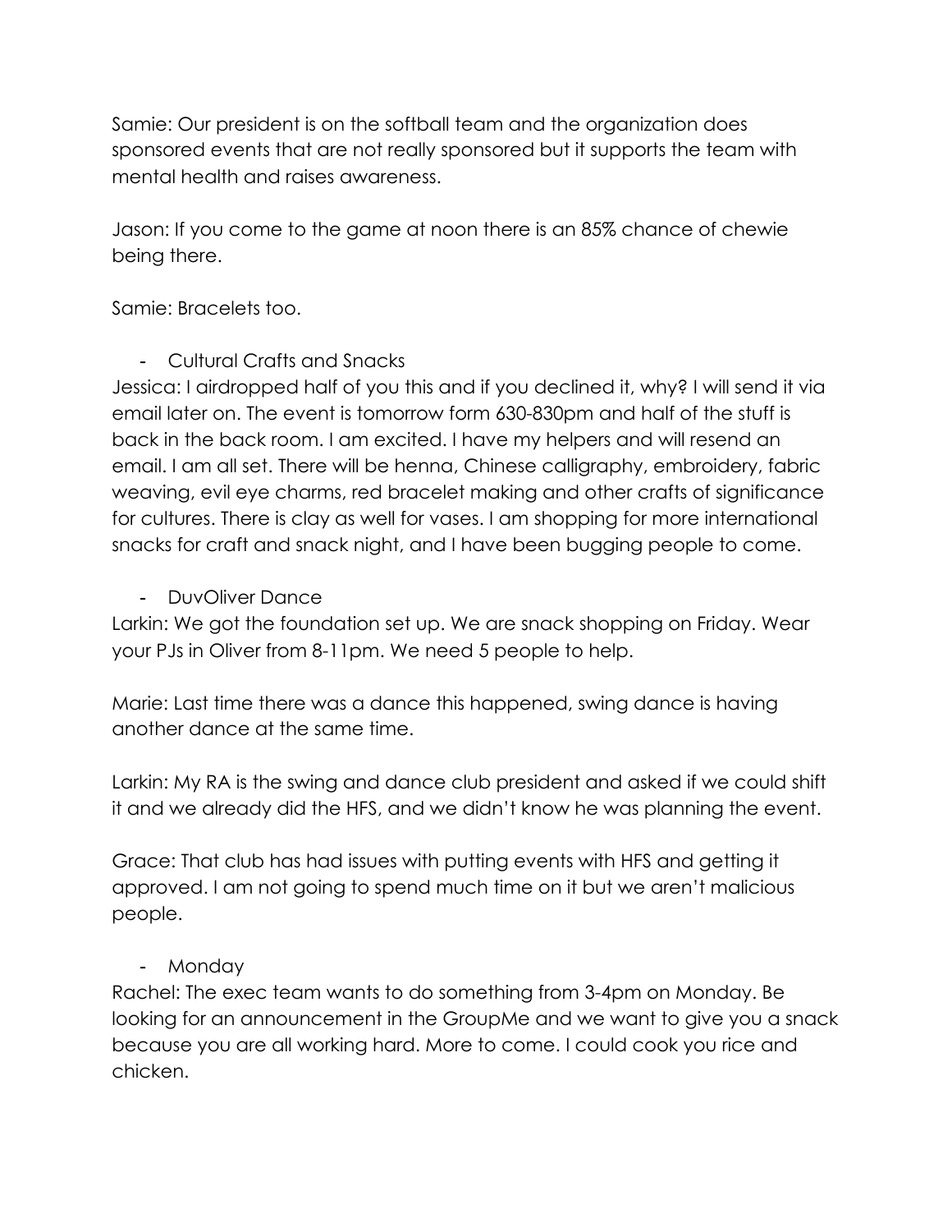Samie: Our president is on the softball team and the organization does sponsored events that are not really sponsored but it supports the team with mental health and raises awareness.

Jason: If you come to the game at noon there is an 85% chance of chewie being there.

Samie: Bracelets too.

- Cultural Crafts and Snacks

Jessica: I airdropped half of you this and if you declined it, why? I will send it via email later on. The event is tomorrow form 630-830pm and half of the stuff is back in the back room. I am excited. I have my helpers and will resend an email. I am all set. There will be henna, Chinese calligraphy, embroidery, fabric weaving, evil eye charms, red bracelet making and other crafts of significance for cultures. There is clay as well for vases. I am shopping for more international snacks for craft and snack night, and I have been bugging people to come.

- DuvOliver Dance

Larkin: We got the foundation set up. We are snack shopping on Friday. Wear your PJs in Oliver from 8-11pm. We need 5 people to help.

Marie: Last time there was a dance this happened, swing dance is having another dance at the same time.

Larkin: My RA is the swing and dance club president and asked if we could shift it and we already did the HFS, and we didn't know he was planning the event.

Grace: That club has had issues with putting events with HFS and getting it approved. I am not going to spend much time on it but we aren't malicious people.

- Monday

Rachel: The exec team wants to do something from 3-4pm on Monday. Be looking for an announcement in the GroupMe and we want to give you a snack because you are all working hard. More to come. I could cook you rice and chicken.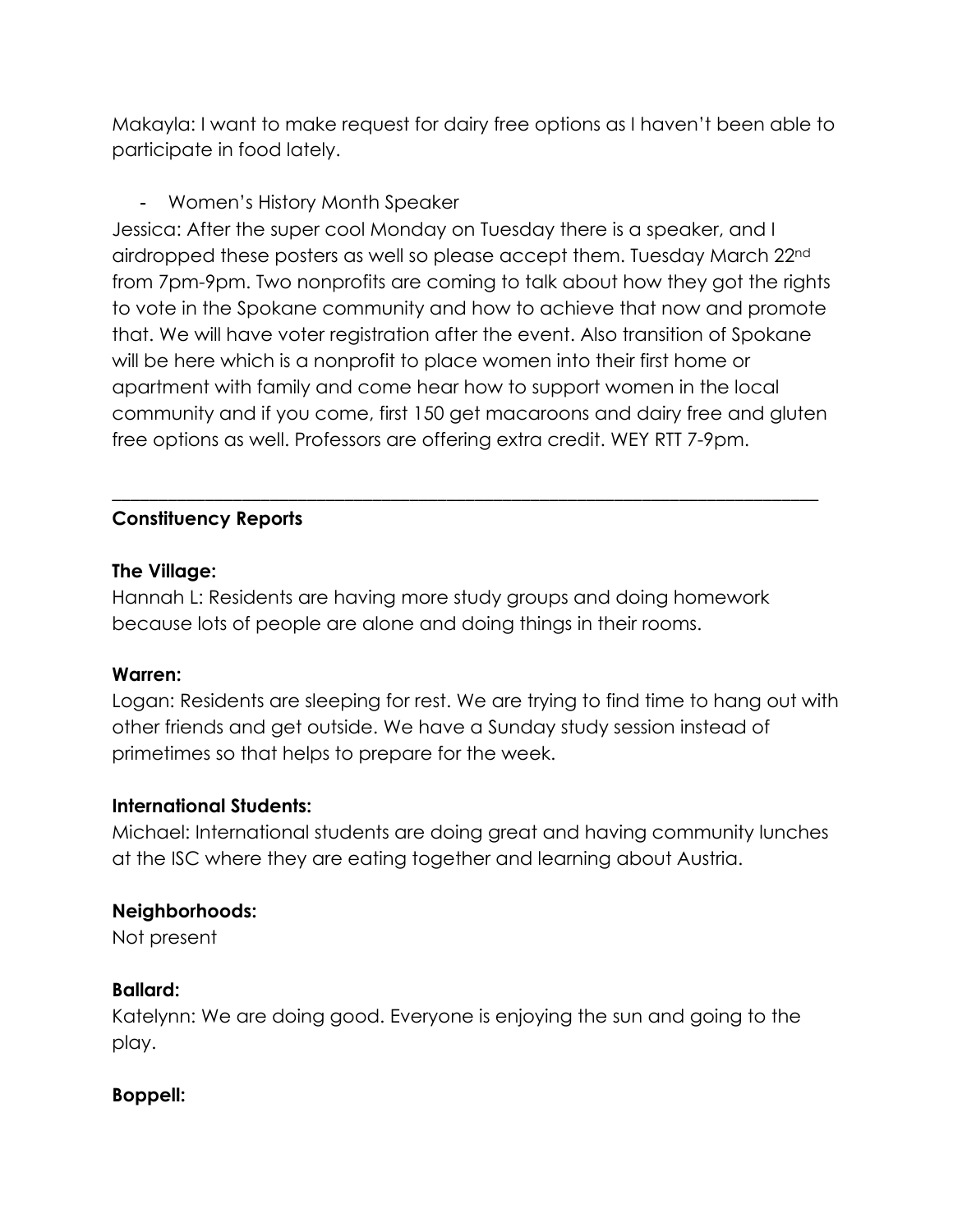Makayla: I want to make request for dairy free options as I haven't been able to participate in food lately.

- Women's History Month Speaker

Jessica: After the super cool Monday on Tuesday there is a speaker, and I airdropped these posters as well so please accept them. Tuesday March 22nd from 7pm-9pm. Two nonprofits are coming to talk about how they got the rights to vote in the Spokane community and how to achieve that now and promote that. We will have voter registration after the event. Also transition of Spokane will be here which is a nonprofit to place women into their first home or apartment with family and come hear how to support women in the local community and if you come, first 150 get macaroons and dairy free and gluten free options as well. Professors are offering extra credit. WEY RTT 7-9pm.

---

**Constituency Reports**

**The Village:**

Hannah L: Residents are having more study groups and doing homework because lots of people are alone and doing things in their rooms.

**Warren:**

Logan: Residents are sleeping for rest. We are trying to find time to hang out with other friends and get outside. We have a Sunday study session instead of primetimes so that helps to prepare for the week.

**International Students:**

Michael: International students are doing great and having community lunches at the ISC where they are eating together and learning about Austria.

**Neighborhoods:**

Not present

**Ballard:**

Katelynn: We are doing good. Everyone is enjoying the sun and going to the play.

**Boppell:**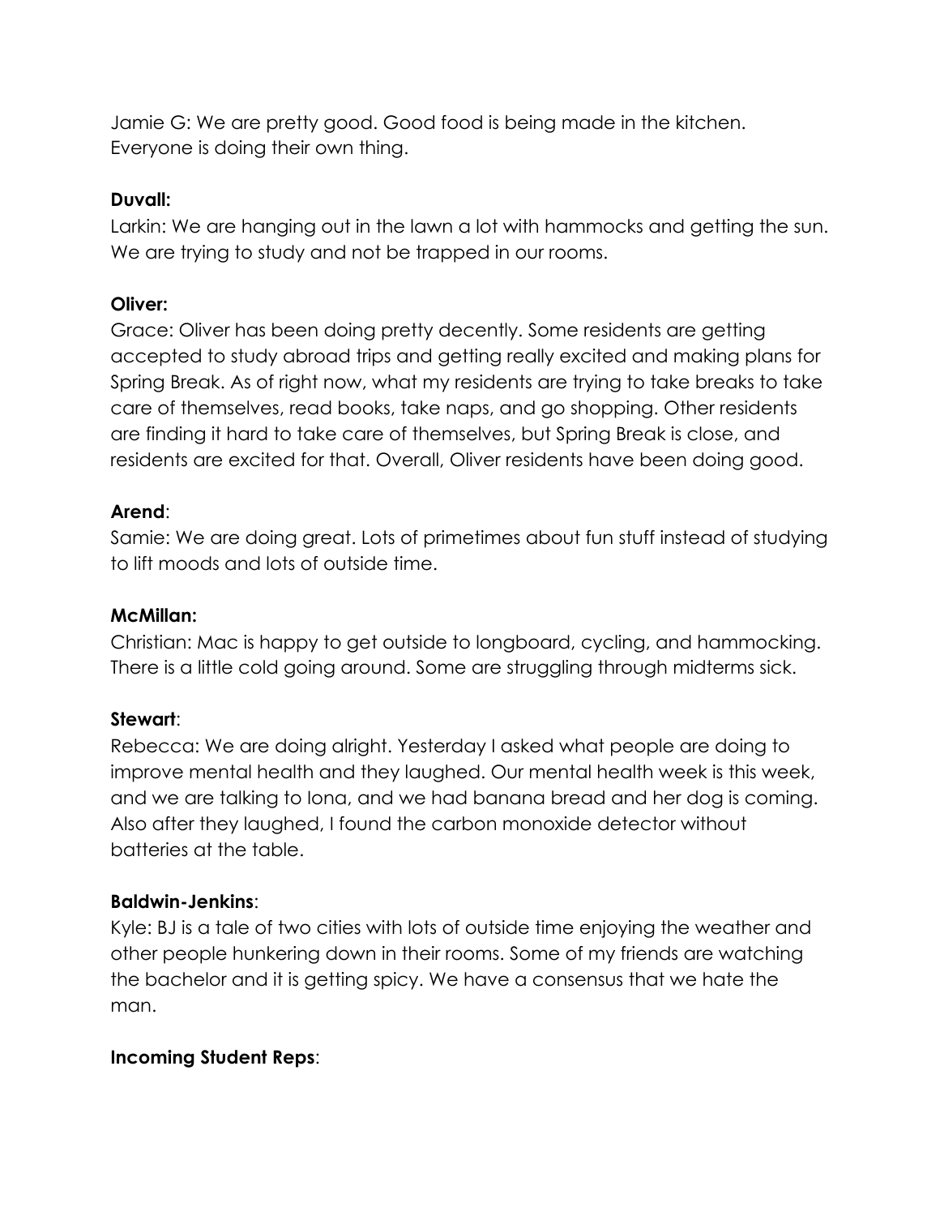Jamie G: We are pretty good. Good food is being made in the kitchen. Everyone is doing their own thing.

**Duvall:**
Larkin: We are hanging out in the lawn a lot with hammocks and getting the sun. We are trying to study and not be trapped in our rooms.

**Oliver:**
Grace: Oliver has been doing pretty decently. Some residents are getting accepted to study abroad trips and getting really excited and making plans for Spring Break. As of right now, what my residents are trying to take breaks to take care of themselves, read books, take naps, and go shopping. Other residents are finding it hard to take care of themselves, but Spring Break is close, and residents are excited for that. Overall, Oliver residents have been doing good.

**Arend**:
Samie: We are doing great. Lots of primetimes about fun stuff instead of studying to lift moods and lots of outside time.

**McMillan:**
Christian: Mac is happy to get outside to longboard, cycling, and hammocking. There is a little cold going around. Some are struggling through midterms sick.

**Stewart**:
Rebecca: We are doing alright. Yesterday I asked what people are doing to improve mental health and they laughed. Our mental health week is this week, and we are talking to Iona, and we had banana bread and her dog is coming. Also after they laughed, I found the carbon monoxide detector without batteries at the table.

**Baldwin-Jenkins**:
Kyle: BJ is a tale of two cities with lots of outside time enjoying the weather and other people hunkering down in their rooms. Some of my friends are watching the bachelor and it is getting spicy. We have a consensus that we hate the man.

**Incoming Student Reps**: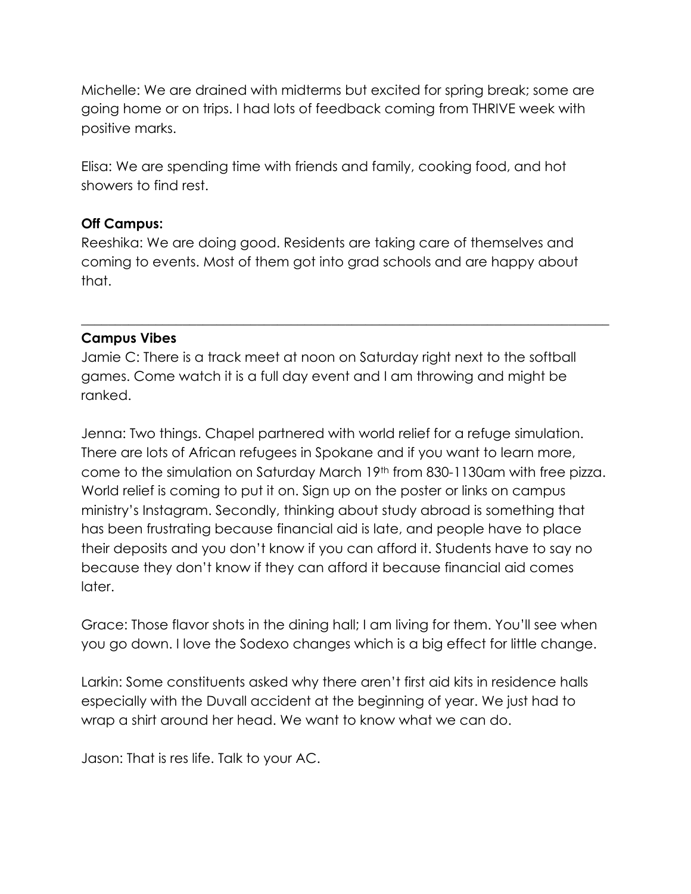Michelle: We are drained with midterms but excited for spring break; some are going home or on trips. I had lots of feedback coming from THRIVE week with positive marks.

Elisa: We are spending time with friends and family, cooking food, and hot showers to find rest.

**Off Campus:**

Reeshika: We are doing good. Residents are taking care of themselves and coming to events. Most of them got into grad schools and are happy about that.

---

**Campus Vibes**

Jamie C: There is a track meet at noon on Saturday right next to the softball games. Come watch it is a full day event and I am throwing and might be ranked.

Jenna: Two things. Chapel partnered with world relief for a refuge simulation. There are lots of African refugees in Spokane and if you want to learn more, come to the simulation on Saturday March 19th from 830-1130am with free pizza. World relief is coming to put it on. Sign up on the poster or links on campus ministry's Instagram. Secondly, thinking about study abroad is something that has been frustrating because financial aid is late, and people have to place their deposits and you don't know if you can afford it. Students have to say no because they don't know if they can afford it because financial aid comes later.

Grace: Those flavor shots in the dining hall; I am living for them. You'll see when you go down. I love the Sodexo changes which is a big effect for little change.

Larkin: Some constituents asked why there aren't first aid kits in residence halls especially with the Duvall accident at the beginning of year. We just had to wrap a shirt around her head. We want to know what we can do.

Jason: That is res life. Talk to your AC.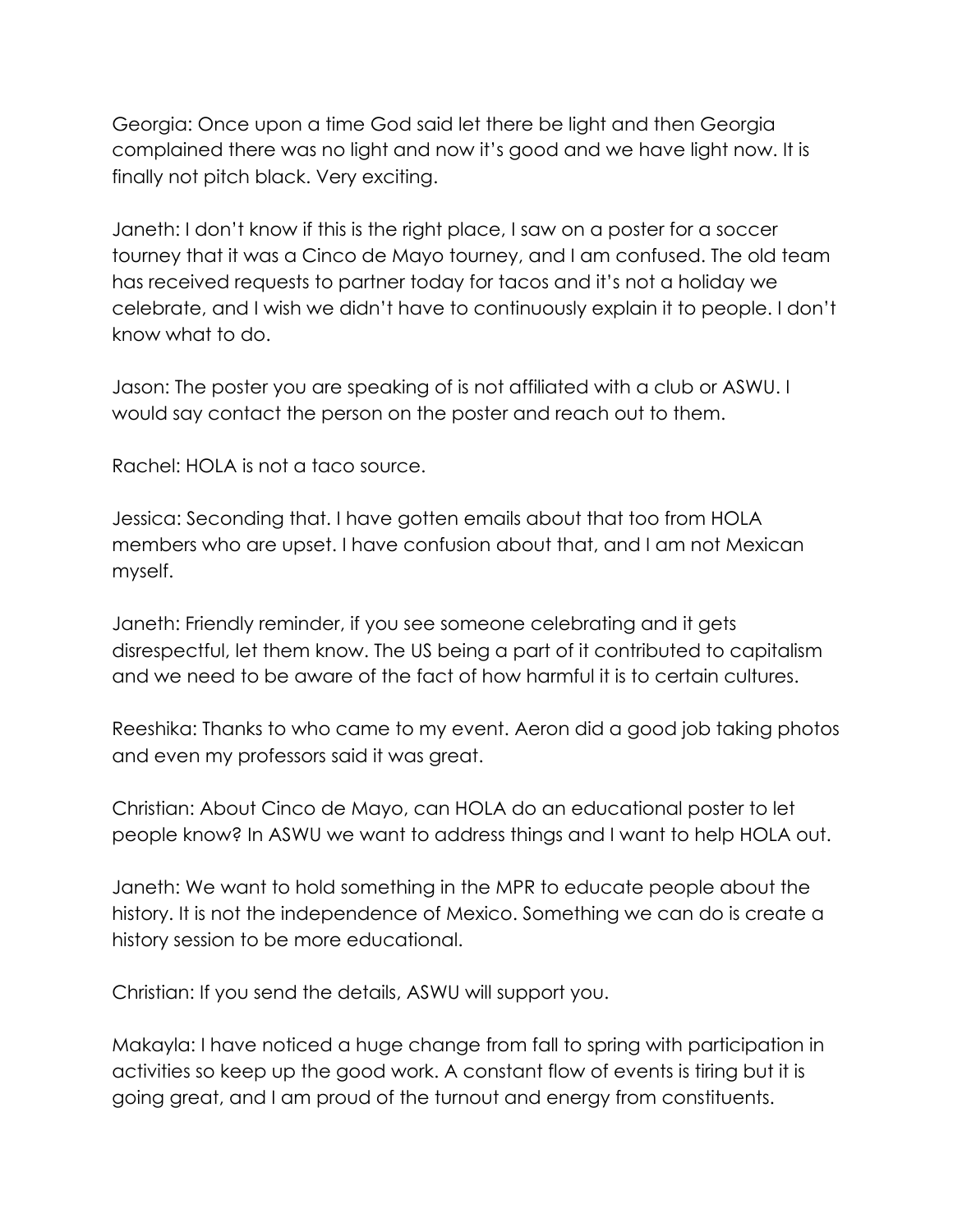Georgia: Once upon a time God said let there be light and then Georgia complained there was no light and now it's good and we have light now. It is finally not pitch black. Very exciting.

Janeth: I don't know if this is the right place, I saw on a poster for a soccer tourney that it was a Cinco de Mayo tourney, and I am confused. The old team has received requests to partner today for tacos and it's not a holiday we celebrate, and I wish we didn't have to continuously explain it to people. I don't know what to do.

Jason: The poster you are speaking of is not affiliated with a club or ASWU. I would say contact the person on the poster and reach out to them.

Rachel: HOLA is not a taco source.

Jessica: Seconding that. I have gotten emails about that too from HOLA members who are upset. I have confusion about that, and I am not Mexican myself.

Janeth: Friendly reminder, if you see someone celebrating and it gets disrespectful, let them know. The US being a part of it contributed to capitalism and we need to be aware of the fact of how harmful it is to certain cultures.

Reeshika: Thanks to who came to my event. Aeron did a good job taking photos and even my professors said it was great.

Christian: About Cinco de Mayo, can HOLA do an educational poster to let people know? In ASWU we want to address things and I want to help HOLA out.

Janeth: We want to hold something in the MPR to educate people about the history. It is not the independence of Mexico. Something we can do is create a history session to be more educational.

Christian: If you send the details, ASWU will support you.

Makayla: I have noticed a huge change from fall to spring with participation in activities so keep up the good work. A constant flow of events is tiring but it is going great, and I am proud of the turnout and energy from constituents.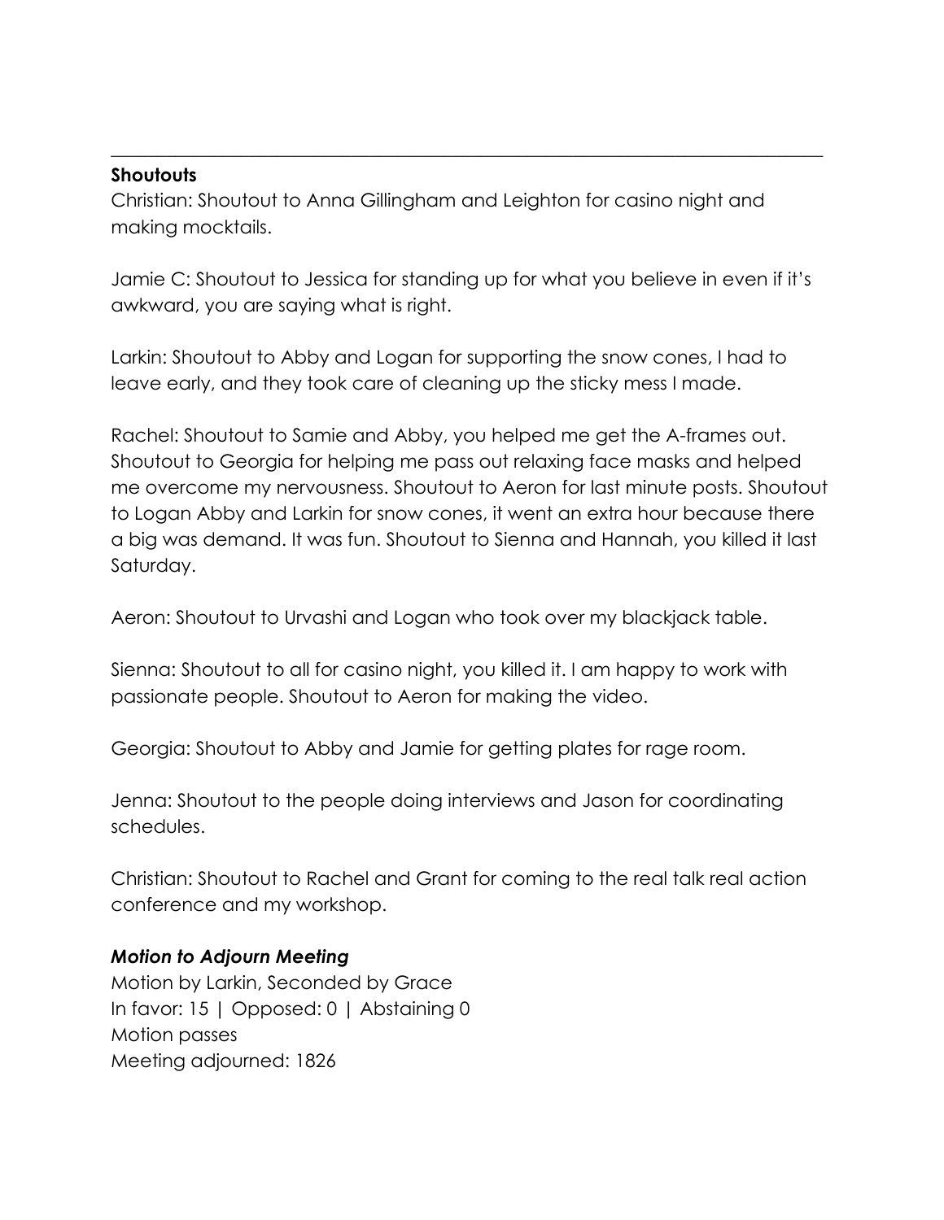---

**Shoutouts**

Christian: Shoutout to Anna Gillingham and Leighton for casino night and making mocktails.

Jamie C: Shoutout to Jessica for standing up for what you believe in even if it's awkward, you are saying what is right.

Larkin: Shoutout to Abby and Logan for supporting the snow cones, I had to leave early, and they took care of cleaning up the sticky mess I made.

Rachel: Shoutout to Samie and Abby, you helped me get the A-frames out. Shoutout to Georgia for helping me pass out relaxing face masks and helped me overcome my nervousness. Shoutout to Aeron for last minute posts. Shoutout to Logan Abby and Larkin for snow cones, it went an extra hour because there a big was demand. It was fun. Shoutout to Sienna and Hannah, you killed it last Saturday.

Aeron: Shoutout to Urvashi and Logan who took over my blackjack table.

Sienna: Shoutout to all for casino night, you killed it. I am happy to work with passionate people. Shoutout to Aeron for making the video.

Georgia: Shoutout to Abby and Jamie for getting plates for rage room.

Jenna: Shoutout to the people doing interviews and Jason for coordinating schedules.

Christian: Shoutout to Rachel and Grant for coming to the real talk real action conference and my workshop.

***Motion to Adjourn Meeting***

Motion by Larkin, Seconded by Grace
In favor: 15 | Opposed: 0 | Abstaining 0
Motion passes
Meeting adjourned: 1826